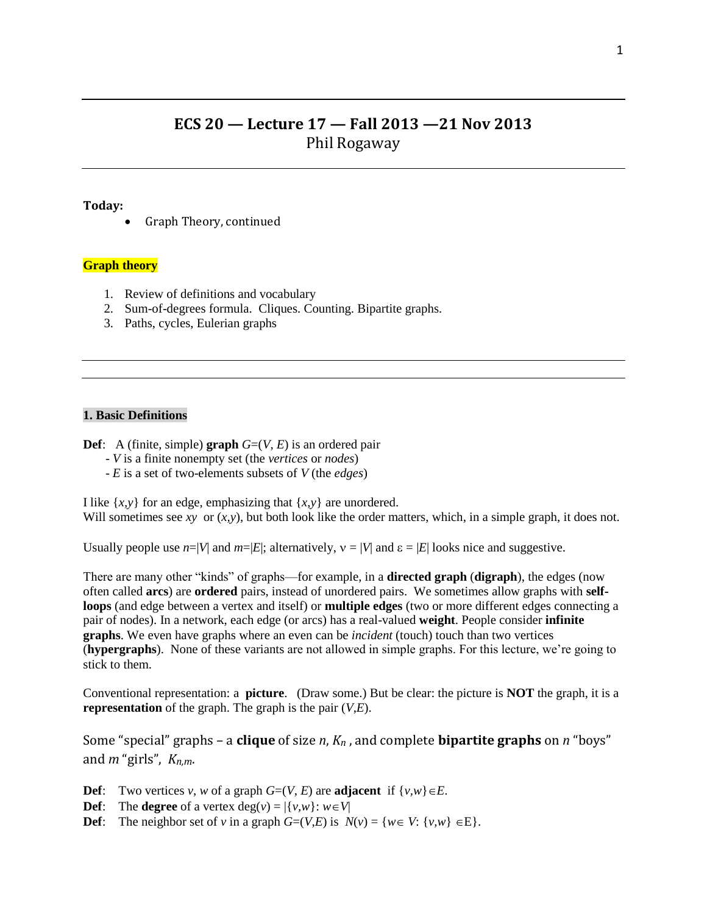# ECS 20 — Lecture 17 — Fall 2013 —21 Nov 2013

Phil Rogaway

---

**Today:**

- Graph Theory, continued

**Graph theory**

1. Review of definitions and vocabulary
2. Sum-of-degrees formula. Cliques. Counting. Bipartite graphs.
3. Paths, cycles, Eulerian graphs

---

### 1. Basic Definitions

**Def**: A (finite, simple) **graph** $G=(V, E)$ is an ordered pair
- $V$ is a finite nonempty set (the *vertices* or *nodes*)
- $E$ is a set of two-elements subsets of $V$ (the *edges*)

I like $\{x,y\}$ for an edge, emphasizing that $\{x,y\}$ are unordered.
Will sometimes see $xy$ or $(x,y)$, but both look like the order matters, which, in a simple graph, it does not.

Usually people use $n=|V|$ and $m=|E|$; alternatively, $\nu = |V|$ and $\varepsilon = |E|$ looks nice and suggestive.

There are many other "kinds" of graphs—for example, in a **directed graph** (**digraph**), the edges (now often called **arcs**) are **ordered** pairs, instead of unordered pairs. We sometimes allow graphs with **self-loops** (and edge between a vertex and itself) or **multiple edges** (two or more different edges connecting a pair of nodes). In a network, each edge (or arcs) has a real-valued **weight**. People consider **infinite graphs**. We even have graphs where an even can be *incident* (touch) touch than two vertices (**hypergraphs**). None of these variants are not allowed in simple graphs. For this lecture, we're going to stick to them.

Conventional representation: a **picture**. (Draw some.) But be clear: the picture is **NOT** the graph, it is a **representation** of the graph. The graph is the pair $(V,E)$.

Some "special" graphs – a **clique** of size $n$, $K_n$, and complete **bipartite graphs** on $n$ "boys" and $m$ "girls", $K_{n,m}$.

**Def**: Two vertices $v$, $w$ of a graph $G=(V, E)$ are **adjacent** if $\{v,w\}\in E$.
**Def**: The **degree** of a vertex $\deg(v) = |\{v,w\}: w\in V|$
**Def**: The neighbor set of $v$ in a graph $G=(V,E)$ is $N(v) = \{w\in V: \{v,w\} \in \mathrm{E}\}$.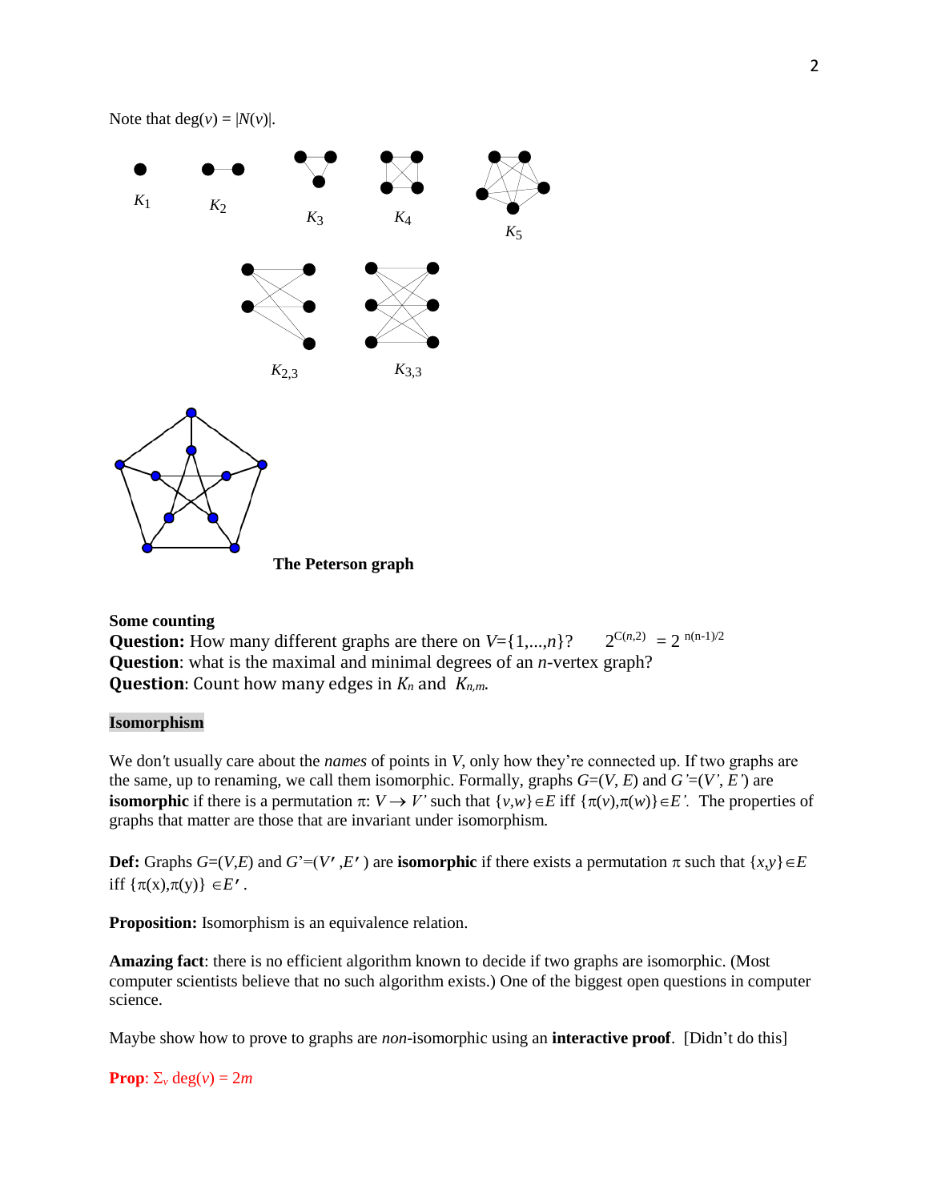Note that $\deg(v) = |N(v)|$.

$K_1$ $K_2$ $K_3$ $K_4$ $K_5$

$K_{2,3}$ $K_{3,3}$

**The Peterson graph**

**Some counting**

**Question:** How many different graphs are there on $V=\{1,...,n\}$? $2^{C(n,2)} = 2^{n(n-1)/2}$

**Question**: what is the maximal and minimal degrees of an $n$-vertex graph?

**Question**: Count how many edges in $K_n$ and $K_{n,m}$.

**Isomorphism**

We don't usually care about the *names* of points in $V$, only how they're connected up. If two graphs are the same, up to renaming, we call them isomorphic. Formally, graphs $G=(V, E)$ and $G'=(V', E')$ are **isomorphic** if there is a permutation $\pi: V \rightarrow V'$ such that $\{v,w\} \in E$ iff $\{\pi(v),\pi(w)\} \in E'$. The properties of graphs that matter are those that are invariant under isomorphism.

**Def:** Graphs $G=(V,E)$ and $G'=(V',E')$ are **isomorphic** if there exists a permutation $\pi$ such that $\{x,y\} \in E$ iff $\{\pi(x),\pi(y)\} \in E'$.

**Proposition:** Isomorphism is an equivalence relation.

**Amazing fact**: there is no efficient algorithm known to decide if two graphs are isomorphic. (Most computer scientists believe that no such algorithm exists.) One of the biggest open questions in computer science.

Maybe show how to prove to graphs are *non*-isomorphic using an **interactive proof**. [Didn't do this]

**Prop**: $\Sigma_v \deg(v) = 2m$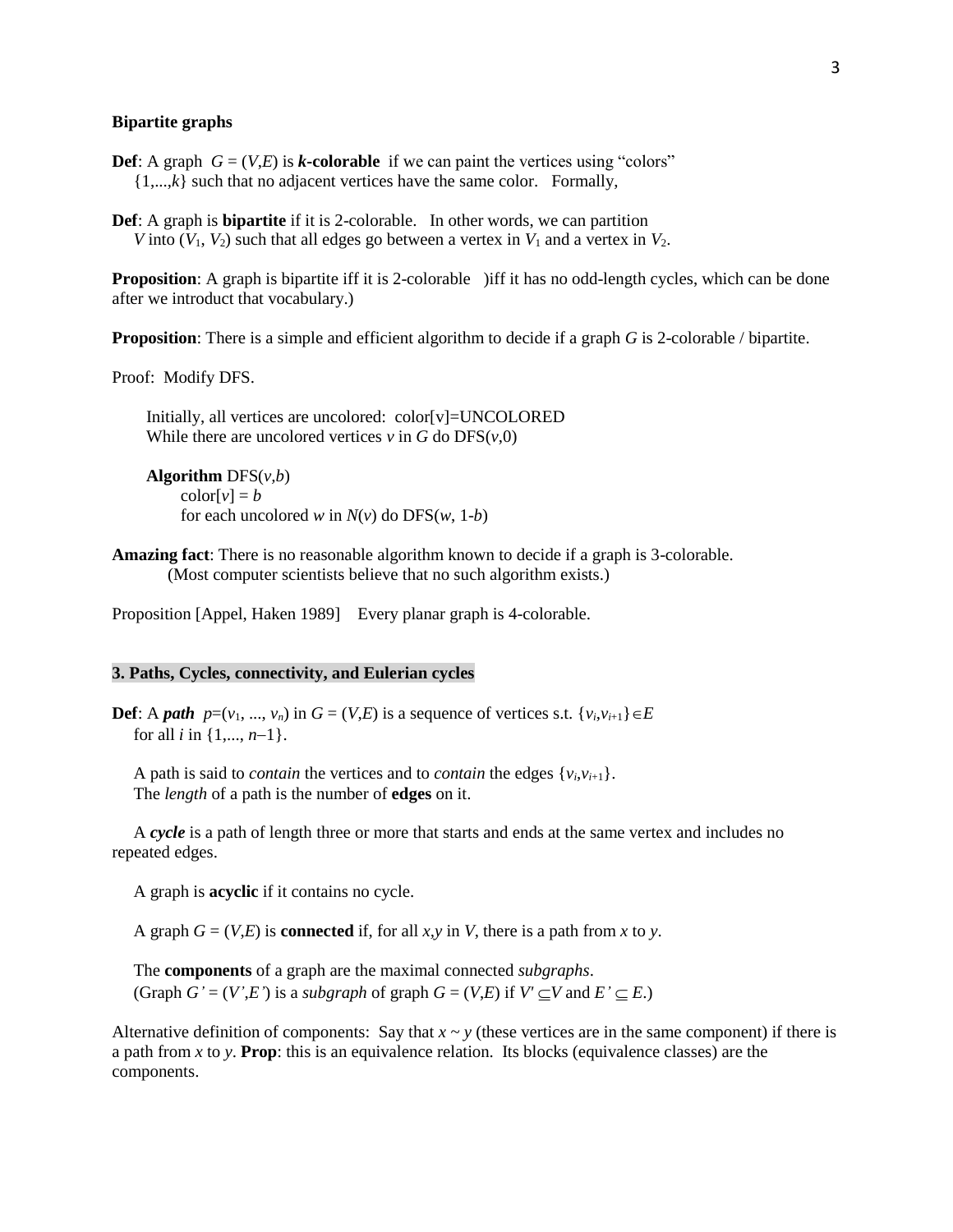**Bipartite graphs**

**Def**: A graph $G = (V,E)$ is ***k*-colorable** if we can paint the vertices using "colors" $\{1,...,k\}$ such that no adjacent vertices have the same color. Formally,

**Def**: A graph is **bipartite** if it is 2-colorable. In other words, we can partition $V$ into $(V_1, V_2)$ such that all edges go between a vertex in $V_1$ and a vertex in $V_2$.

**Proposition**: A graph is bipartite iff it is 2-colorable )iff it has no odd-length cycles, which can be done after we introduct that vocabulary.)

**Proposition**: There is a simple and efficient algorithm to decide if a graph $G$ is 2-colorable / bipartite.

Proof: Modify DFS.

Initially, all vertices are uncolored: color[v]=UNCOLORED
While there are uncolored vertices $v$ in $G$ do DFS($v$,0)

**Algorithm** DFS($v$,$b$)
color[$v$] = $b$
for each uncolored $w$ in $N(v)$ do DFS($w$, 1-$b$)

**Amazing fact**: There is no reasonable algorithm known to decide if a graph is 3-colorable.
(Most computer scientists believe that no such algorithm exists.)

Proposition [Appel, Haken 1989] Every planar graph is 4-colorable.

## 3. Paths, Cycles, connectivity, and Eulerian cycles

**Def**: A ***path*** $p=(v_1, ..., v_n)$ in $G = (V,E)$ is a sequence of vertices s.t. $\{v_i,v_{i+1}\} \in E$ for all $i$ in $\{1,..., n-1\}$.

A path is said to *contain* the vertices and to *contain* the edges $\{v_i,v_{i+1}\}$.
The *length* of a path is the number of **edges** on it.

A ***cycle*** is a path of length three or more that starts and ends at the same vertex and includes no repeated edges.

A graph is **acyclic** if it contains no cycle.

A graph $G = (V,E)$ is **connected** if, for all $x,y$ in $V$, there is a path from $x$ to $y$.

The **components** of a graph are the maximal connected *subgraphs*.
(Graph $G' = (V',E')$ is a *subgraph* of graph $G = (V,E)$ if $V' \subseteq V$ and $E' \subseteq E$.)

Alternative definition of components: Say that $x \sim y$ (these vertices are in the same component) if there is a path from $x$ to $y$. **Prop**: this is an equivalence relation. Its blocks (equivalence classes) are the components.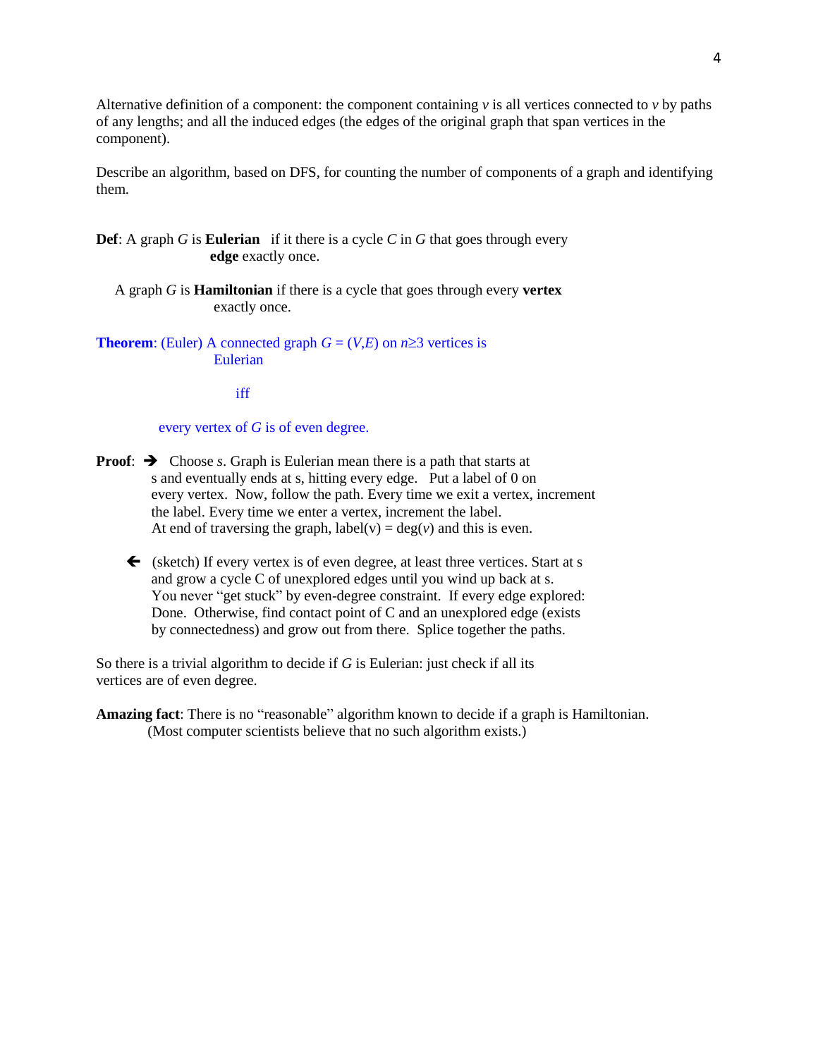Alternative definition of a component: the component containing $v$ is all vertices connected to $v$ by paths of any lengths; and all the induced edges (the edges of the original graph that span vertices in the component).

Describe an algorithm, based on DFS, for counting the number of components of a graph and identifying them.

**Def**: A graph $G$ is **Eulerian** if it there is a cycle $C$ in $G$ that goes through every **edge** exactly once.

A graph $G$ is **Hamiltonian** if there is a cycle that goes through every **vertex** exactly once.

**Theorem**: (Euler) A connected graph $G = (V,E)$ on $n \geq 3$ vertices is Eulerian

iff

every vertex of $G$ is of even degree.

**Proof**: → Choose $s$. Graph is Eulerian mean there is a path that starts at s and eventually ends at s, hitting every edge. Put a label of 0 on every vertex. Now, follow the path. Every time we exit a vertex, increment the label. Every time we enter a vertex, increment the label. At end of traversing the graph, label(v) = deg($v$) and this is even.

← (sketch) If every vertex is of even degree, at least three vertices. Start at s and grow a cycle C of unexplored edges until you wind up back at s. You never "get stuck" by even-degree constraint. If every edge explored: Done. Otherwise, find contact point of C and an unexplored edge (exists by connectedness) and grow out from there. Splice together the paths.

So there is a trivial algorithm to decide if $G$ is Eulerian: just check if all its vertices are of even degree.

**Amazing fact**: There is no "reasonable" algorithm known to decide if a graph is Hamiltonian. (Most computer scientists believe that no such algorithm exists.)